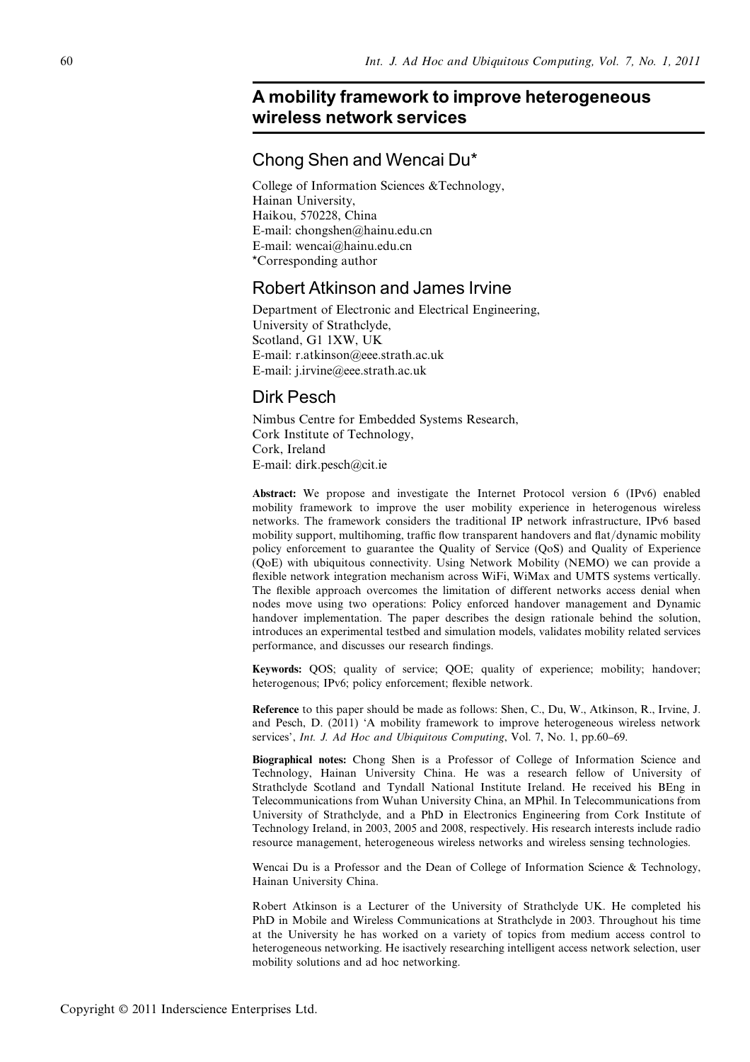# A mobility framework to improve heterogeneous wireless network services

## Chong Shen and Wencai Du*

College of Information Sciences &Technology,
Hainan University,
Haikou, 570228, China
E-mail: chongshen@hainu.edu.cn
E-mail: wencai@hainu.edu.cn
*Corresponding author

## Robert Atkinson and James Irvine

Department of Electronic and Electrical Engineering,
University of Strathclyde,
Scotland, G1 1XW, UK
E-mail: r.atkinson@eee.strath.ac.uk
E-mail: j.irvine@eee.strath.ac.uk

## Dirk Pesch

Nimbus Centre for Embedded Systems Research,
Cork Institute of Technology,
Cork, Ireland
E-mail: dirk.pesch@cit.ie

**Abstract:** We propose and investigate the Internet Protocol version 6 (IPv6) enabled mobility framework to improve the user mobility experience in heterogenous wireless networks. The framework considers the traditional IP network infrastructure, IPv6 based mobility support, multihoming, traffic flow transparent handovers and flat/dynamic mobility policy enforcement to guarantee the Quality of Service (QoS) and Quality of Experience (QoE) with ubiquitous connectivity. Using Network Mobility (NEMO) we can provide a flexible network integration mechanism across WiFi, WiMax and UMTS systems vertically. The flexible approach overcomes the limitation of different networks access denial when nodes move using two operations: Policy enforced handover management and Dynamic handover implementation. The paper describes the design rationale behind the solution, introduces an experimental testbed and simulation models, validates mobility related services performance, and discusses our research findings.

**Keywords:** QOS; quality of service; QOE; quality of experience; mobility; handover; heterogenous; IPv6; policy enforcement; flexible network.

**Reference** to this paper should be made as follows: Shen, C., Du, W., Atkinson, R., Irvine, J. and Pesch, D. (2011) 'A mobility framework to improve heterogeneous wireless network services', *Int. J. Ad Hoc and Ubiquitous Computing*, Vol. 7, No. 1, pp.60–69.

**Biographical notes:** Chong Shen is a Professor of College of Information Science and Technology, Hainan University China. He was a research fellow of University of Strathclyde Scotland and Tyndall National Institute Ireland. He received his BEng in Telecommunications from Wuhan University China, an MPhil. In Telecommunications from University of Strathclyde, and a PhD in Electronics Engineering from Cork Institute of Technology Ireland, in 2003, 2005 and 2008, respectively. His research interests include radio resource management, heterogeneous wireless networks and wireless sensing technologies.

Wencai Du is a Professor and the Dean of College of Information Science & Technology, Hainan University China.

Robert Atkinson is a Lecturer of the University of Strathclyde UK. He completed his PhD in Mobile and Wireless Communications at Strathclyde in 2003. Throughout his time at the University he has worked on a variety of topics from medium access control to heterogeneous networking. He isactively researching intelligent access network selection, user mobility solutions and ad hoc networking.

Copyright © 2011 Inderscience Enterprises Ltd.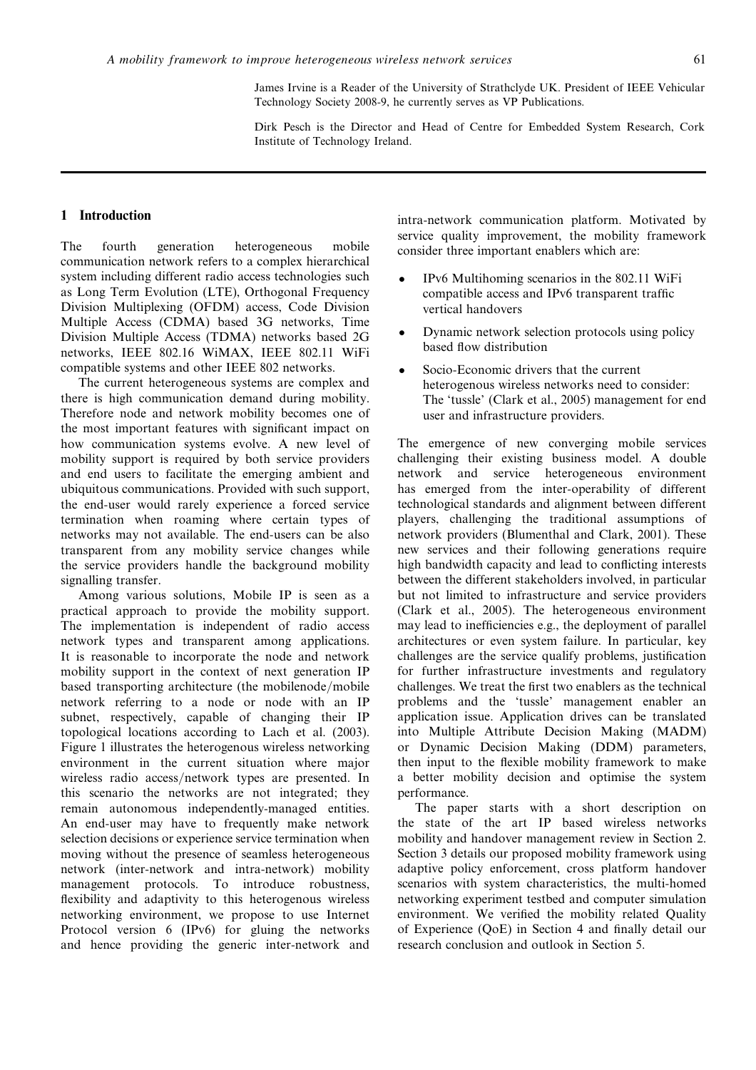James Irvine is a Reader of the University of Strathclyde UK. President of IEEE Vehicular Technology Society 2008-9, he currently serves as VP Publications.

Dirk Pesch is the Director and Head of Centre for Embedded System Research, Cork Institute of Technology Ireland.

## 1 Introduction

The fourth generation heterogeneous mobile communication network refers to a complex hierarchical system including different radio access technologies such as Long Term Evolution (LTE), Orthogonal Frequency Division Multiplexing (OFDM) access, Code Division Multiple Access (CDMA) based 3G networks, Time Division Multiple Access (TDMA) networks based 2G networks, IEEE 802.16 WiMAX, IEEE 802.11 WiFi compatible systems and other IEEE 802 networks.

The current heterogeneous systems are complex and there is high communication demand during mobility. Therefore node and network mobility becomes one of the most important features with significant impact on how communication systems evolve. A new level of mobility support is required by both service providers and end users to facilitate the emerging ambient and ubiquitous communications. Provided with such support, the end-user would rarely experience a forced service termination when roaming where certain types of networks may not available. The end-users can be also transparent from any mobility service changes while the service providers handle the background mobility signalling transfer.

Among various solutions, Mobile IP is seen as a practical approach to provide the mobility support. The implementation is independent of radio access network types and transparent among applications. It is reasonable to incorporate the node and network mobility support in the context of next generation IP based transporting architecture (the mobilenode/mobile network referring to a node or node with an IP subnet, respectively, capable of changing their IP topological locations according to Lach et al. (2003). Figure 1 illustrates the heterogenous wireless networking environment in the current situation where major wireless radio access/network types are presented. In this scenario the networks are not integrated; they remain autonomous independently-managed entities. An end-user may have to frequently make network selection decisions or experience service termination when moving without the presence of seamless heterogeneous network (inter-network and intra-network) mobility management protocols. To introduce robustness, flexibility and adaptivity to this heterogenous wireless networking environment, we propose to use Internet Protocol version 6 (IPv6) for gluing the networks and hence providing the generic inter-network and intra-network communication platform. Motivated by service quality improvement, the mobility framework consider three important enablers which are:

- IPv6 Multihoming scenarios in the 802.11 WiFi compatible access and IPv6 transparent traffic vertical handovers
- Dynamic network selection protocols using policy based flow distribution
- Socio-Economic drivers that the current heterogenous wireless networks need to consider: The 'tussle' (Clark et al., 2005) management for end user and infrastructure providers.

The emergence of new converging mobile services challenging their existing business model. A double network and service heterogeneous environment has emerged from the inter-operability of different technological standards and alignment between different players, challenging the traditional assumptions of network providers (Blumenthal and Clark, 2001). These new services and their following generations require high bandwidth capacity and lead to conflicting interests between the different stakeholders involved, in particular but not limited to infrastructure and service providers (Clark et al., 2005). The heterogeneous environment may lead to inefficiencies e.g., the deployment of parallel architectures or even system failure. In particular, key challenges are the service qualify problems, justification for further infrastructure investments and regulatory challenges. We treat the first two enablers as the technical problems and the 'tussle' management enabler an application issue. Application drives can be translated into Multiple Attribute Decision Making (MADM) or Dynamic Decision Making (DDM) parameters, then input to the flexible mobility framework to make a better mobility decision and optimise the system performance.

The paper starts with a short description on the state of the art IP based wireless networks mobility and handover management review in Section 2. Section 3 details our proposed mobility framework using adaptive policy enforcement, cross platform handover scenarios with system characteristics, the multi-homed networking experiment testbed and computer simulation environment. We verified the mobility related Quality of Experience (QoE) in Section 4 and finally detail our research conclusion and outlook in Section 5.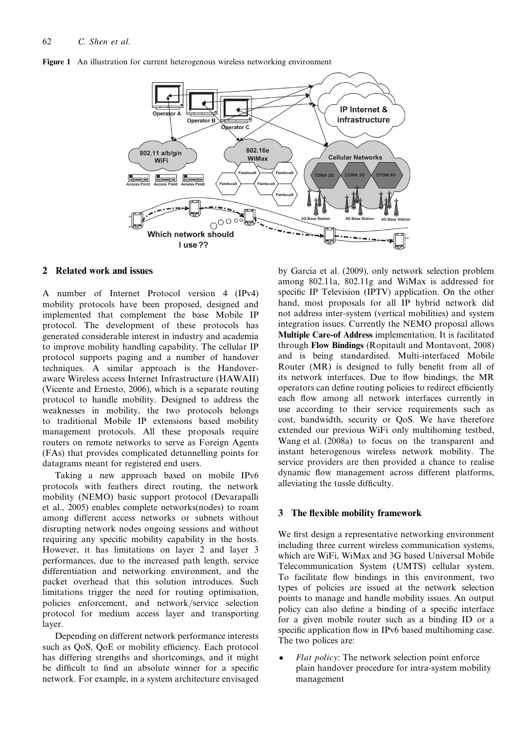**Figure 1** An illustration for current heterogenous wireless networking environment

## 2 Related work and issues

A number of Internet Protocol version 4 (IPv4) mobility protocols have been proposed, designed and implemented that complement the base Mobile IP protocol. The development of these protocols has generated considerable interest in industry and academia to improve mobility handling capability. The cellular IP protocol supports paging and a number of handover techniques. A similar approach is the Handover-aware Wireless access Internet Infrastructure (HAWAII) (Vicente and Ernesto, 2006), which is a separate routing protocol to handle mobility. Designed to address the weaknesses in mobility, the two protocols belongs to traditional Mobile IP extensions based mobility management protocols. All these proposals require routers on remote networks to serve as Foreign Agents (FAs) that provides complicated detunnelling points for datagrams meant for registered end users.

Taking a new approach based on mobile IPv6 protocols with feathers direct routing, the network mobility (NEMO) basic support protocol (Devarapalli et al., 2005) enables complete networks(nodes) to roam among different access networks or subnets without disrupting network nodes ongoing sessions and without requiring any specific mobility capability in the hosts. However, it has limitations on layer 2 and layer 3 performances, due to the increased path length, service differentiation and networking environment, and the packet overhead that this solution introduces. Such limitations trigger the need for routing optimisation, policies enforcement, and network/service selection protocol for medium access layer and transporting layer.

Depending on different network performance interests such as QoS, QoE or mobility efficiency. Each protocol has differing strengths and shortcomings, and it might be difficult to find an absolute winner for a specific network. For example, in a system architecture envisaged by Garcia et al. (2009), only network selection problem among 802.11a, 802.11g and WiMax is addressed for specific IP Television (IPTV) application. On the other hand, most proposals for all IP hybrid network did not address inter-system (vertical mobilities) and system integration issues. Currently the NEMO proposal allows **Multiple Care-of Address** implementation. It is facilitated through **Flow Bindings** (Ropitault and Montavont, 2008) and is being standardised. Multi-interfaced Mobile Router (MR) is designed to fully benefit from all of its network interfaces. Due to flow bindings, the MR operators can define routing policies to redirect efficiently each flow among all network interfaces currently in use according to their service requirements such as cost, bandwidth, security or QoS. We have therefore extended our previous WiFi only multihoming testbed, Wang et al. (2008a) to focus on the transparent and instant heterogeneous wireless network mobility. The service providers are then provided a chance to realise dynamic flow management across different platforms, alleviating the tussle difficulty.

## 3 The flexible mobility framework

We first design a representative networking environment including three current wireless communication systems, which are WiFi, WiMax and 3G based Universal Mobile Telecommunication System (UMTS) cellular system. To facilitate flow bindings in this environment, two types of policies are issued at the network selection points to manage and handle mobility issues. An output policy can also define a binding of a specific interface for a given mobile router such as a binding ID or a specific application flow in IPv6 based multihoming case. The two polices are:

- *Flat policy*: The network selection point enforce plain handover procedure for intra-system mobility management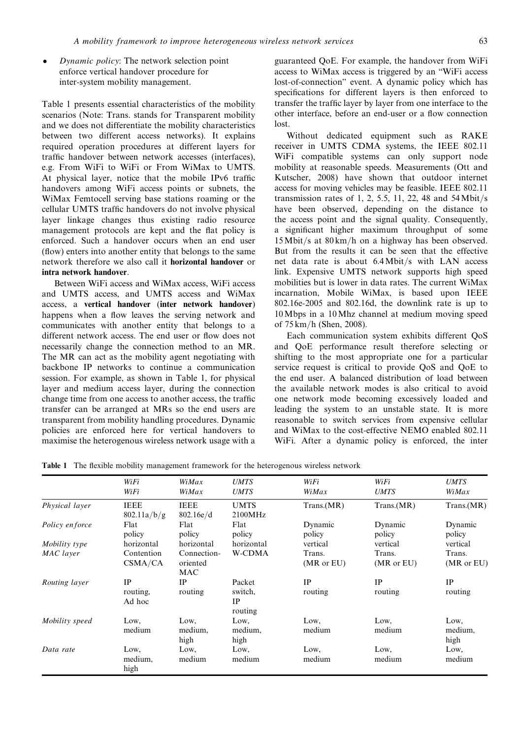- *Dynamic policy*: The network selection point enforce vertical handover procedure for inter-system mobility management.

Table 1 presents essential characteristics of the mobility scenarios (Note: Trans. stands for Transparent mobility and we does not differentiate the mobility characteristics between two different access networks). It explains required operation procedures at different layers for traffic handover between network accesses (interfaces), e.g. From WiFi to WiFi or From WiMax to UMTS. At physical layer, notice that the mobile IPv6 traffic handovers among WiFi access points or subnets, the WiMax Femtocell serving base stations roaming or the cellular UMTS traffic handovers do not involve physical layer linkage changes thus existing radio resource management protocols are kept and the flat policy is enforced. Such a handover occurs when an end user (flow) enters into another entity that belongs to the same network therefore we also call it **horizontal handover** or **intra network handover**.

Between WiFi access and WiMax access, WiFi access and UMTS access, and UMTS access and WiMax access, a **vertical handover** (**inter network handover**) happens when a flow leaves the serving network and communicates with another entity that belongs to a different network access. The end user or flow does not necessarily change the connection method to an MR. The MR can act as the mobility agent negotiating with backbone IP networks to continue a communication session. For example, as shown in Table 1, for physical layer and medium access layer, during the connection change time from one access to another access, the traffic transfer can be arranged at MRs so the end users are transparent from mobility handling procedures. Dynamic policies are enforced here for vertical handovers to maximise the heterogenous wireless network usage with a guaranteed QoE. For example, the handover from WiFi access to WiMax access is triggered by an "WiFi access lost-of-connection" event. A dynamic policy which has specifications for different layers is then enforced to transfer the traffic layer by layer from one interface to the other interface, before an end-user or a flow connection lost.

Without dedicated equipment such as RAKE receiver in UMTS CDMA systems, the IEEE 802.11 WiFi compatible systems can only support node mobility at reasonable speeds. Measurements (Ott and Kutscher, 2008) have shown that outdoor internet access for moving vehicles may be feasible. IEEE 802.11 transmission rates of 1, 2, 5.5, 11, 22, 48 and 54 Mbit/s have been observed, depending on the distance to the access point and the signal quality. Consequently, a significant higher maximum throughput of some 15 Mbit/s at 80 km/h on a highway has been observed. But from the results it can be seen that the effective net data rate is about 6.4 Mbit/s with LAN access link. Expensive UMTS network supports high speed mobilities but is lower in data rates. The current WiMax incarnation, Mobile WiMax, is based upon IEEE 802.16e-2005 and 802.16d, the downlink rate is up to 10 Mbps in a 10 Mhz channel at medium moving speed of 75 km/h (Shen, 2008).

Each communication system exhibits different QoS and QoE performance result therefore selecting or shifting to the most appropriate one for a particular service request is critical to provide QoS and QoE to the end user. A balanced distribution of load between the available network modes is also critical to avoid one network mode becoming excessively loaded and leading the system to an unstable state. It is more reasonable to switch services from expensive cellular and WiMax to the cost-effective NEMO enabled 802.11 WiFi. After a dynamic policy is enforced, the inter

**Table 1** The flexible mobility management framework for the heterogenous wireless network

| | *WiFi* *WiFi* | *WiMax* *WiMax* | *UMTS* *UMTS* | *WiFi* *WiMax* | *WiFi* *UMTS* | *UMTS* *WiMax* |
|---|---|---|---|---|---|---|
| *Physical layer* | IEEE 802.11a/b/g | IEEE 802.16e/d | UMTS 2100MHz | Trans.(MR) | Trans.(MR) | Trans.(MR) |
| *Policy enforce* | Flat policy | Flat policy | Flat policy | Dynamic policy | Dynamic policy | Dynamic policy |
| *Mobility type* | horizontal | horizontal | horizontal | vertical | vertical | vertical |
| *MAC layer* | Contention CSMA/CA | Connection-oriented MAC | W-CDMA | Trans. (MR or EU) | Trans. (MR or EU) | Trans. (MR or EU) |
| *Routing layer* | IP routing, Ad hoc | IP routing | Packet switch, IP routing | IP routing | IP routing | IP routing |
| *Mobility speed* | Low, medium | Low, medium, high | Low, medium, high | Low, medium | Low, medium | Low, medium, high |
| *Data rate* | Low, medium, high | Low, medium | Low, medium | Low, medium | Low, medium | Low, medium |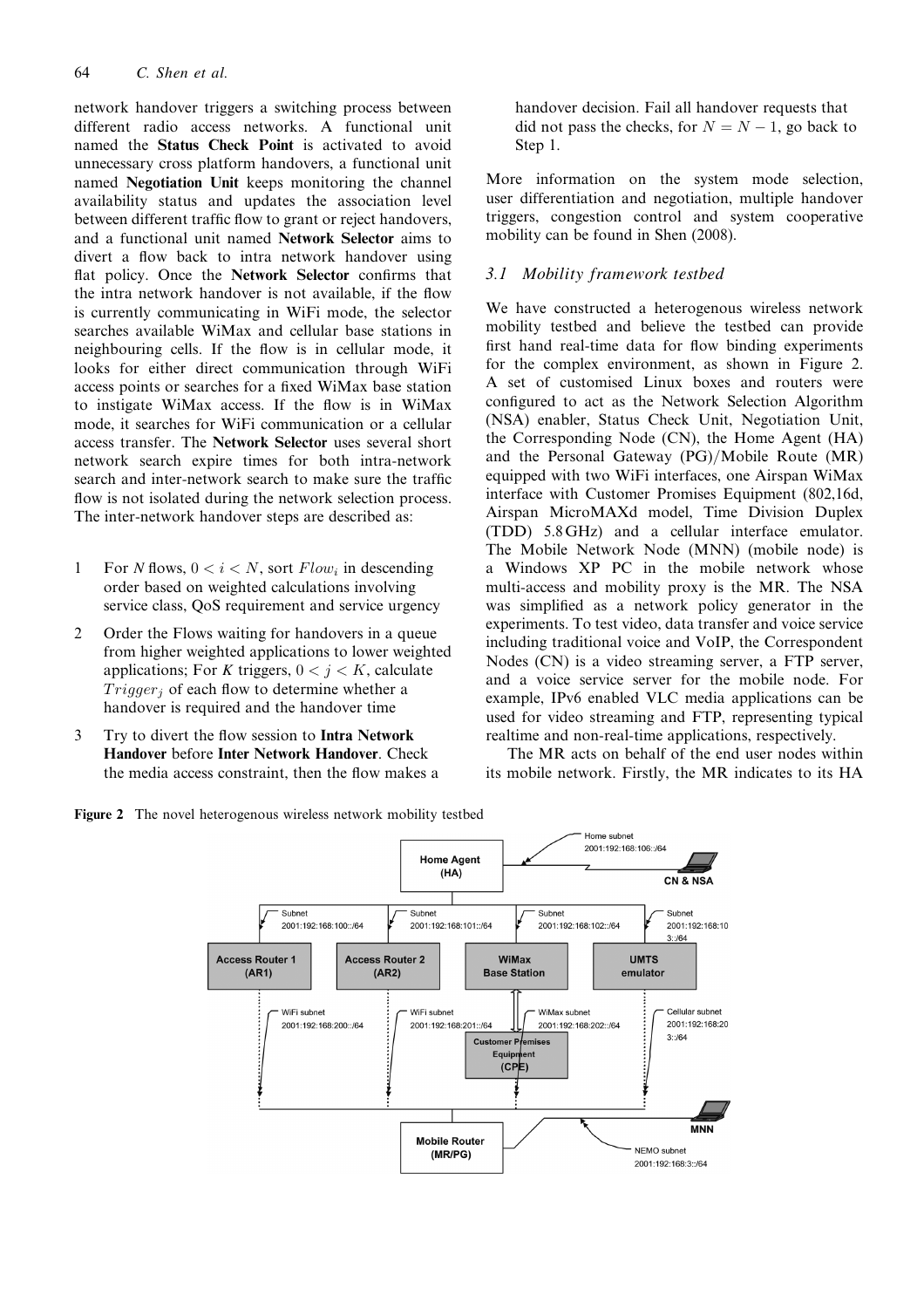network handover triggers a switching process between different radio access networks. A functional unit named the **Status Check Point** is activated to avoid unnecessary cross platform handovers, a functional unit named **Negotiation Unit** keeps monitoring the channel availability status and updates the association level between different traffic flow to grant or reject handovers, and a functional unit named **Network Selector** aims to divert a flow back to intra network handover using flat policy. Once the **Network Selector** confirms that the intra network handover is not available, if the flow is currently communicating in WiFi mode, the selector searches available WiMax and cellular base stations in neighbouring cells. If the flow is in cellular mode, it looks for either direct communication through WiFi access points or searches for a fixed WiMax base station to instigate WiMax access. If the flow is in WiMax mode, it searches for WiFi communication or a cellular access transfer. The **Network Selector** uses several short network search expire times for both intra-network search and inter-network search to make sure the traffic flow is not isolated during the network selection process. The inter-network handover steps are described as:

1. For $N$ flows, $0 < i < N$, sort $Flow_i$ in descending order based on weighted calculations involving service class, QoS requirement and service urgency
2. Order the Flows waiting for handovers in a queue from higher weighted applications to lower weighted applications; For $K$ triggers, $0 < j < K$, calculate $Trigger_j$ of each flow to determine whether a handover is required and the handover time
3. Try to divert the flow session to **Intra Network Handover** before **Inter Network Handover**. Check the media access constraint, then the flow makes a handover decision. Fail all handover requests that did not pass the checks, for $N = N - 1$, go back to Step 1.

More information on the system mode selection, user differentiation and negotiation, multiple handover triggers, congestion control and system cooperative mobility can be found in Shen (2008).

### 3.1 *Mobility framework testbed*

We have constructed a heterogenous wireless network mobility testbed and believe the testbed can provide first hand real-time data for flow binding experiments for the complex environment, as shown in Figure 2. A set of customised Linux boxes and routers were configured to act as the Network Selection Algorithm (NSA) enabler, Status Check Unit, Negotiation Unit, the Corresponding Node (CN), the Home Agent (HA) and the Personal Gateway (PG)/Mobile Route (MR) equipped with two WiFi interfaces, one Airspan WiMax interface with Customer Promises Equipment (802,16d, Airspan MicroMAXd model, Time Division Duplex (TDD) 5.8 GHz) and a cellular interface emulator. The Mobile Network Node (MNN) (mobile node) is a Windows XP PC in the mobile network whose multi-access and mobility proxy is the MR. The NSA was simplified as a network policy generator in the experiments. To test video, data transfer and voice service including traditional voice and VoIP, the Correspondent Nodes (CN) is a video streaming server, a FTP server, and a voice service server for the mobile node. For example, IPv6 enabled VLC media applications can be used for video streaming and FTP, representing typical realtime and non-real-time applications, respectively.

The MR acts on behalf of the end user nodes within its mobile network. Firstly, the MR indicates to its HA

**Figure 2** The novel heterogenous wireless network mobility testbed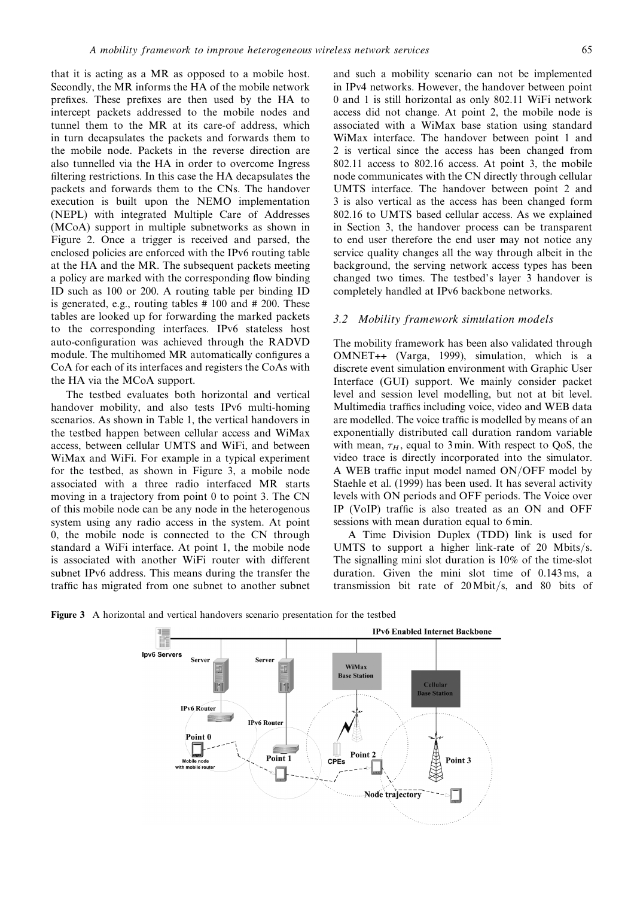that it is acting as a MR as opposed to a mobile host. Secondly, the MR informs the HA of the mobile network prefixes. These prefixes are then used by the HA to intercept packets addressed to the mobile nodes and tunnel them to the MR at its care-of address, which in turn decapsulates the packets and forwards them to the mobile node. Packets in the reverse direction are also tunnelled via the HA in order to overcome Ingress filtering restrictions. In this case the HA decapsulates the packets and forwards them to the CNs. The handover execution is built upon the NEMO implementation (NEPL) with integrated Multiple Care of Addresses (MCoA) support in multiple subnetworks as shown in Figure 2. Once a trigger is received and parsed, the enclosed policies are enforced with the IPv6 routing table at the HA and the MR. The subsequent packets meeting a policy are marked with the corresponding flow binding ID such as 100 or 200. A routing table per binding ID is generated, e.g., routing tables # 100 and # 200. These tables are looked up for forwarding the marked packets to the corresponding interfaces. IPv6 stateless host auto-configuration was achieved through the RADVD module. The multihomed MR automatically configures a CoA for each of its interfaces and registers the CoAs with the HA via the MCoA support.

The testbed evaluates both horizontal and vertical handover mobility, and also tests IPv6 multi-homing scenarios. As shown in Table 1, the vertical handovers in the testbed happen between cellular access and WiMax access, between cellular UMTS and WiFi, and between WiMax and WiFi. For example in a typical experiment for the testbed, as shown in Figure 3, a mobile node associated with a three radio interfaced MR starts moving in a trajectory from point 0 to point 3. The CN of this mobile node can be any node in the heterogenous system using any radio access in the system. At point 0, the mobile node is connected to the CN through standard a WiFi interface. At point 1, the mobile node is associated with another WiFi router with different subnet IPv6 address. This means during the transfer the traffic has migrated from one subnet to another subnet and such a mobility scenario can not be implemented in IPv4 networks. However, the handover between point 0 and 1 is still horizontal as only 802.11 WiFi network access did not change. At point 2, the mobile node is associated with a WiMax base station using standard WiMax interface. The handover between point 1 and 2 is vertical since the access has been changed from 802.11 access to 802.16 access. At point 3, the mobile node communicates with the CN directly through cellular UMTS interface. The handover between point 2 and 3 is also vertical as the access has been changed form 802.16 to UMTS based cellular access. As we explained in Section 3, the handover process can be transparent to end user therefore the end user may not notice any service quality changes all the way through albeit in the background, the serving network access types has been changed two times. The testbed's layer 3 handover is completely handled at IPv6 backbone networks.

### 3.2 Mobility framework simulation models

The mobility framework has been also validated through OMNET++ (Varga, 1999), simulation, which is a discrete event simulation environment with Graphic User Interface (GUI) support. We mainly consider packet level and session level modelling, but not at bit level. Multimedia traffics including voice, video and WEB data are modelled. The voice traffic is modelled by means of an exponentially distributed call duration random variable with mean, $\tau_H$, equal to 3 min. With respect to QoS, the video trace is directly incorporated into the simulator. A WEB traffic input model named ON/OFF model by Staehle et al. (1999) has been used. It has several activity levels with ON periods and OFF periods. The Voice over IP (VoIP) traffic is also treated as an ON and OFF sessions with mean duration equal to 6 min.

A Time Division Duplex (TDD) link is used for UMTS to support a higher link-rate of 20 Mbits/s. The signalling mini slot duration is 10% of the time-slot duration. Given the mini slot time of 0.143 ms, a transmission bit rate of 20 Mbit/s, and 80 bits of

**Figure 3** A horizontal and vertical handovers scenario presentation for the testbed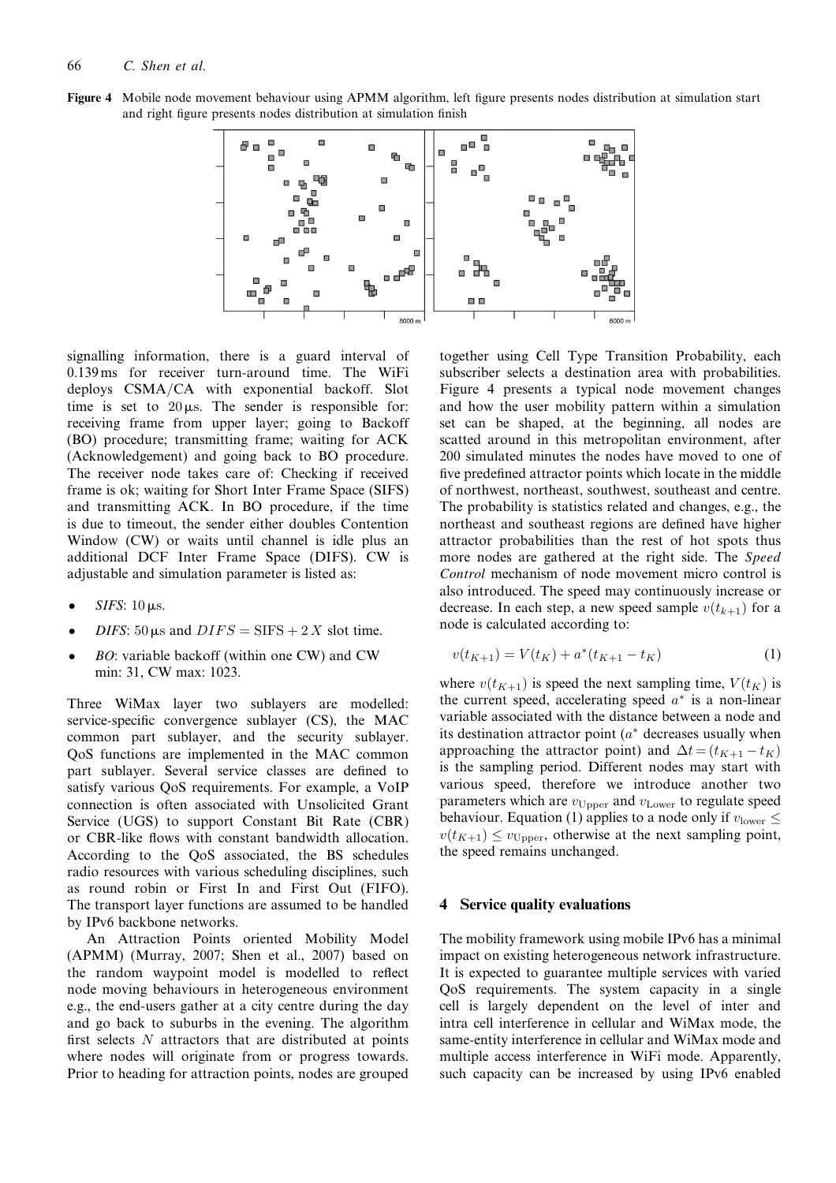**Figure 4** Mobile node movement behaviour using APMM algorithm, left figure presents nodes distribution at simulation start and right figure presents nodes distribution at simulation finish

8000 m

8000 m

signalling information, there is a guard interval of 0.139 ms for receiver turn-around time. The WiFi deploys CSMA/CA with exponential backoff. Slot time is set to 20 µs. The sender is responsible for: receiving frame from upper layer; going to Backoff (BO) procedure; transmitting frame; waiting for ACK (Acknowledgement) and going back to BO procedure. The receiver node takes care of: Checking if received frame is ok; waiting for Short Inter Frame Space (SIFS) and transmitting ACK. In BO procedure, if the time is due to timeout, the sender either doubles Contention Window (CW) or waits until channel is idle plus an additional DCF Inter Frame Space (DIFS). CW is adjustable and simulation parameter is listed as:

- *SIFS*: 10 µs.
- *DIFS*: 50 µs and $DIFS = \text{SIFS} + 2\,X$ slot time.
- *BO*: variable backoff (within one CW) and CW min: 31, CW max: 1023.

Three WiMax layer two sublayers are modelled: service-specific convergence sublayer (CS), the MAC common part sublayer, and the security sublayer. QoS functions are implemented in the MAC common part sublayer. Several service classes are defined to satisfy various QoS requirements. For example, a VoIP connection is often associated with Unsolicited Grant Service (UGS) to support Constant Bit Rate (CBR) or CBR-like flows with constant bandwidth allocation. According to the QoS associated, the BS schedules radio resources with various scheduling disciplines, such as round robin or First In and First Out (FIFO). The transport layer functions are assumed to be handled by IPv6 backbone networks.

An Attraction Points oriented Mobility Model (APMM) (Murray, 2007; Shen et al., 2007) based on the random waypoint model is modelled to reflect node moving behaviours in heterogeneous environment e.g., the end-users gather at a city centre during the day and go back to suburbs in the evening. The algorithm first selects $N$ attractors that are distributed at points where nodes will originate from or progress towards. Prior to heading for attraction points, nodes are grouped together using Cell Type Transition Probability, each subscriber selects a destination area with probabilities. Figure 4 presents a typical node movement changes and how the user mobility pattern within a simulation set can be shaped, at the beginning, all nodes are scatted around in this metropolitan environment, after 200 simulated minutes the nodes have moved to one of five predefined attractor points which locate in the middle of northwest, northeast, southwest, southeast and centre. The probability is statistics related and changes, e.g., the northeast and southeast regions are defined have higher attractor probabilities than the rest of hot spots thus more nodes are gathered at the right side. The *Speed Control* mechanism of node movement micro control is also introduced. The speed may continuously increase or decrease. In each step, a new speed sample $v(t_{k+1})$ for a node is calculated according to:

$$v(t_{K+1}) = V(t_K) + a^*(t_{K+1} - t_K) \tag{1}$$

where $v(t_{K+1})$ is speed the next sampling time, $V(t_K)$ is the current speed, accelerating speed $a^*$ is a non-linear variable associated with the distance between a node and its destination attractor point ($a^*$ decreases usually when approaching the attractor point) and $\Delta t = (t_{K+1} - t_K)$ is the sampling period. Different nodes may start with various speed, therefore we introduce another two parameters which are $v_{\text{Upper}}$ and $v_{\text{Lower}}$ to regulate speed behaviour. Equation (1) applies to a node only if $v_{\text{lower}} \leq v(t_{K+1}) \leq v_{\text{Upper}}$, otherwise at the next sampling point, the speed remains unchanged.

## 4 Service quality evaluations

The mobility framework using mobile IPv6 has a minimal impact on existing heterogeneous network infrastructure. It is expected to guarantee multiple services with varied QoS requirements. The system capacity in a single cell is largely dependent on the level of inter and intra cell interference in cellular and WiMax mode, the same-entity interference in cellular and WiMax mode and multiple access interference in WiFi mode. Apparently, such capacity can be increased by using IPv6 enabled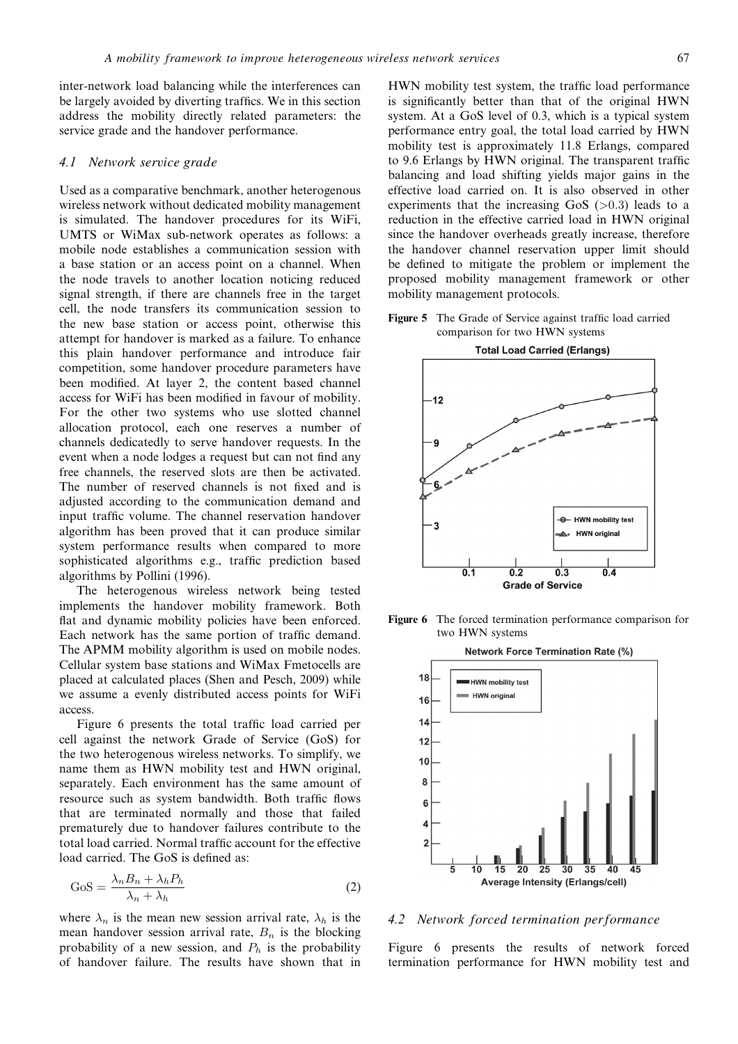inter-network load balancing while the interferences can be largely avoided by diverting traffics. We in this section address the mobility directly related parameters: the service grade and the handover performance.

### 4.1 Network service grade

Used as a comparative benchmark, another heterogenous wireless network without dedicated mobility management is simulated. The handover procedures for its WiFi, UMTS or WiMax sub-network operates as follows: a mobile node establishes a communication session with a base station or an access point on a channel. When the node travels to another location noticing reduced signal strength, if there are channels free in the target cell, the node transfers its communication session to the new base station or access point, otherwise this attempt for handover is marked as a failure. To enhance this plain handover performance and introduce fair competition, some handover procedure parameters have been modified. At layer 2, the content based channel access for WiFi has been modified in favour of mobility. For the other two systems who use slotted channel allocation protocol, each one reserves a number of channels dedicatedly to serve handover requests. In the event when a node lodges a request but can not find any free channels, the reserved slots are then be activated. The number of reserved channels is not fixed and is adjusted according to the communication demand and input traffic volume. The channel reservation handover algorithm has been proved that it can produce similar system performance results when compared to more sophisticated algorithms e.g., traffic prediction based algorithms by Pollini (1996).

The heterogenous wireless network being tested implements the handover mobility framework. Both flat and dynamic mobility policies have been enforced. Each network has the same portion of traffic demand. The APMM mobility algorithm is used on mobile nodes. Cellular system base stations and WiMax Fmetocells are placed at calculated places (Shen and Pesch, 2009) while we assume a evenly distributed access points for WiFi access.

Figure 6 presents the total traffic load carried per cell against the network Grade of Service (GoS) for the two heterogenous wireless networks. To simplify, we name them as HWN mobility test and HWN original, separately. Each environment has the same amount of resource such as system bandwidth. Both traffic flows that are terminated normally and those that failed prematurely due to handover failures contribute to the total load carried. Normal traffic account for the effective load carried. The GoS is defined as:

$$\text{GoS} = \frac{\lambda_n B_n + \lambda_h P_h}{\lambda_n + \lambda_h} \quad (2)$$

where $\lambda_n$ is the mean new session arrival rate, $\lambda_h$ is the mean handover session arrival rate, $B_n$ is the blocking probability of a new session, and $P_h$ is the probability of handover failure. The results have shown that in HWN mobility test system, the traffic load performance is significantly better than that of the original HWN system. At a GoS level of 0.3, which is a typical system performance entry goal, the total load carried by HWN mobility test is approximately 11.8 Erlangs, compared to 9.6 Erlangs by HWN original. The transparent traffic balancing and load shifting yields major gains in the effective load carried on. It is also observed in other experiments that the increasing GoS (>0.3) leads to a reduction in the effective carried load in HWN original since the handover overheads greatly increase, therefore the handover channel reservation upper limit should be defined to mitigate the problem or implement the proposed mobility management framework or other mobility management protocols.

**Figure 5** The Grade of Service against traffic load carried comparison for two HWN systems

**Figure 6** The forced termination performance comparison for two HWN systems

### 4.2 Network forced termination performance

Figure 6 presents the results of network forced termination performance for HWN mobility test and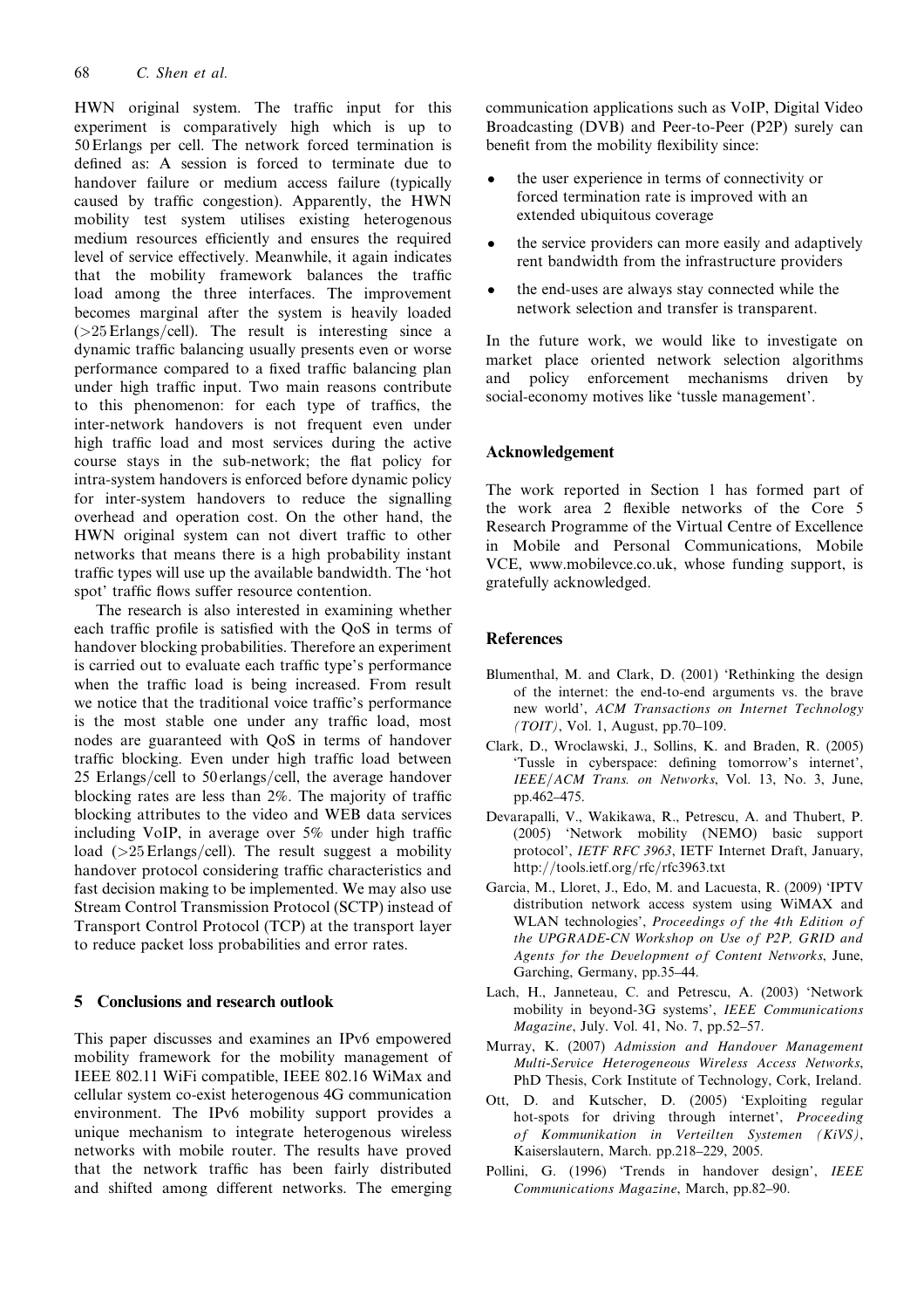HWN original system. The traffic input for this experiment is comparatively high which is up to 50 Erlangs per cell. The network forced termination is defined as: A session is forced to terminate due to handover failure or medium access failure (typically caused by traffic congestion). Apparently, the HWN mobility test system utilises existing heterogenous medium resources efficiently and ensures the required level of service effectively. Meanwhile, it again indicates that the mobility framework balances the traffic load among the three interfaces. The improvement becomes marginal after the system is heavily loaded (>25 Erlangs/cell). The result is interesting since a dynamic traffic balancing usually presents even or worse performance compared to a fixed traffic balancing plan under high traffic input. Two main reasons contribute to this phenomenon: for each type of traffics, the inter-network handovers is not frequent even under high traffic load and most services during the active course stays in the sub-network; the flat policy for intra-system handovers is enforced before dynamic policy for inter-system handovers to reduce the signalling overhead and operation cost. On the other hand, the HWN original system can not divert traffic to other networks that means there is a high probability instant traffic types will use up the available bandwidth. The 'hot spot' traffic flows suffer resource contention.

The research is also interested in examining whether each traffic profile is satisfied with the QoS in terms of handover blocking probabilities. Therefore an experiment is carried out to evaluate each traffic type's performance when the traffic load is being increased. From result we notice that the traditional voice traffic's performance is the most stable one under any traffic load, most nodes are guaranteed with QoS in terms of handover traffic blocking. Even under high traffic load between 25 Erlangs/cell to 50 erlangs/cell, the average handover blocking rates are less than 2%. The majority of traffic blocking attributes to the video and WEB data services including VoIP, in average over 5% under high traffic load (>25 Erlangs/cell). The result suggest a mobility handover protocol considering traffic characteristics and fast decision making to be implemented. We may also use Stream Control Transmission Protocol (SCTP) instead of Transport Control Protocol (TCP) at the transport layer to reduce packet loss probabilities and error rates.

## 5 Conclusions and research outlook

This paper discusses and examines an IPv6 empowered mobility framework for the mobility management of IEEE 802.11 WiFi compatible, IEEE 802.16 WiMax and cellular system co-exist heterogenous 4G communication environment. The IPv6 mobility support provides a unique mechanism to integrate heterogenous wireless networks with mobile router. The results have proved that the network traffic has been fairly distributed and shifted among different networks. The emerging communication applications such as VoIP, Digital Video Broadcasting (DVB) and Peer-to-Peer (P2P) surely can benefit from the mobility flexibility since:

- the user experience in terms of connectivity or forced termination rate is improved with an extended ubiquitous coverage
- the service providers can more easily and adaptively rent bandwidth from the infrastructure providers
- the end-uses are always stay connected while the network selection and transfer is transparent.

In the future work, we would like to investigate on market place oriented network selection algorithms and policy enforcement mechanisms driven by social-economy motives like 'tussle management'.

## Acknowledgement

The work reported in Section 1 has formed part of the work area 2 flexible networks of the Core 5 Research Programme of the Virtual Centre of Excellence in Mobile and Personal Communications, Mobile VCE, www.mobilevce.co.uk, whose funding support, is gratefully acknowledged.

## References

Blumenthal, M. and Clark, D. (2001) 'Rethinking the design of the internet: the end-to-end arguments vs. the brave new world', *ACM Transactions on Internet Technology (TOIT)*, Vol. 1, August, pp.70–109.

Clark, D., Wroclawski, J., Sollins, K. and Braden, R. (2005) 'Tussle in cyberspace: defining tomorrow's internet', *IEEE/ACM Trans. on Networks*, Vol. 13, No. 3, June, pp.462–475.

Devarapalli, V., Wakikawa, R., Petrescu, A. and Thubert, P. (2005) 'Network mobility (NEMO) basic support protocol', *IETF RFC 3963*, IETF Internet Draft, January, http://tools.ietf.org/rfc/rfc3963.txt

Garcia, M., Lloret, J., Edo, M. and Lacuesta, R. (2009) 'IPTV distribution network access system using WiMAX and WLAN technologies', *Proceedings of the 4th Edition of the UPGRADE-CN Workshop on Use of P2P, GRID and Agents for the Development of Content Networks*, June, Garching, Germany, pp.35–44.

Lach, H., Janneteau, C. and Petrescu, A. (2003) 'Network mobility in beyond-3G systems', *IEEE Communications Magazine*, July. Vol. 41, No. 7, pp.52–57.

Murray, K. (2007) *Admission and Handover Management Multi-Service Heterogeneous Wireless Access Networks*, PhD Thesis, Cork Institute of Technology, Cork, Ireland.

Ott, D. and Kutscher, D. (2005) 'Exploiting regular hot-spots for driving through internet', *Proceeding of Kommunikation in Verteilten Systemen (KiVS)*, Kaiserslautern, March. pp.218–229, 2005.

Pollini, G. (1996) 'Trends in handover design', *IEEE Communications Magazine*, March, pp.82–90.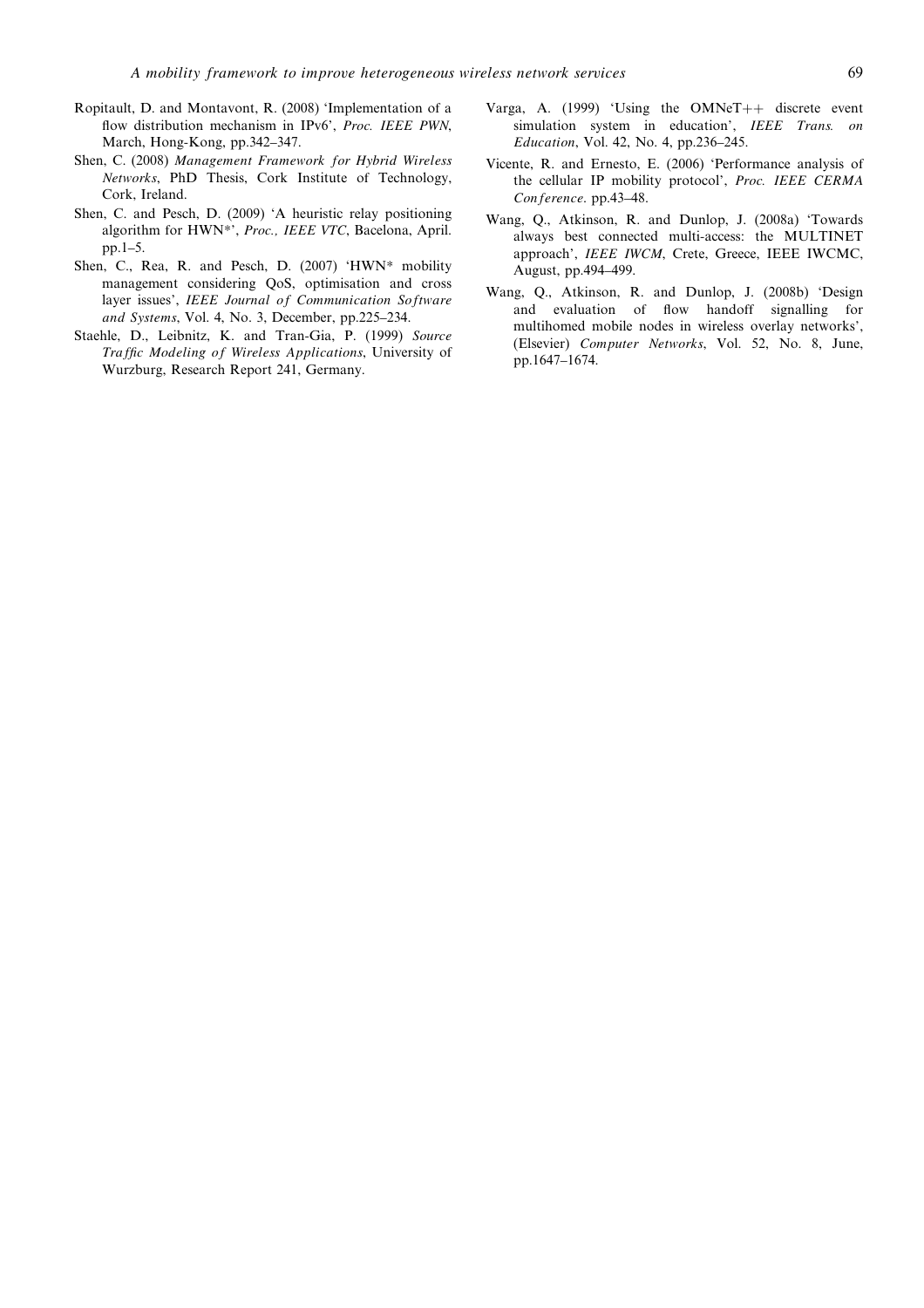Ropitault, D. and Montavont, R. (2008) 'Implementation of a flow distribution mechanism in IPv6', *Proc. IEEE PWN*, March, Hong-Kong, pp.342–347.

Shen, C. (2008) *Management Framework for Hybrid Wireless Networks*, PhD Thesis, Cork Institute of Technology, Cork, Ireland.

Shen, C. and Pesch, D. (2009) 'A heuristic relay positioning algorithm for HWN*', *Proc., IEEE VTC*, Bacelona, April. pp.1–5.

Shen, C., Rea, R. and Pesch, D. (2007) 'HWN* mobility management considering QoS, optimisation and cross layer issues', *IEEE Journal of Communication Software and Systems*, Vol. 4, No. 3, December, pp.225–234.

Staehle, D., Leibnitz, K. and Tran-Gia, P. (1999) *Source Traffic Modeling of Wireless Applications*, University of Wurzburg, Research Report 241, Germany.

Varga, A. (1999) 'Using the OMNeT++ discrete event simulation system in education', *IEEE Trans. on Education*, Vol. 42, No. 4, pp.236–245.

Vicente, R. and Ernesto, E. (2006) 'Performance analysis of the cellular IP mobility protocol', *Proc. IEEE CERMA Conference*. pp.43–48.

Wang, Q., Atkinson, R. and Dunlop, J. (2008a) 'Towards always best connected multi-access: the MULTINET approach', *IEEE IWCM*, Crete, Greece, IEEE IWCMC, August, pp.494–499.

Wang, Q., Atkinson, R. and Dunlop, J. (2008b) 'Design and evaluation of flow handoff signalling for multihomed mobile nodes in wireless overlay networks', (Elsevier) *Computer Networks*, Vol. 52, No. 8, June, pp.1647–1674.